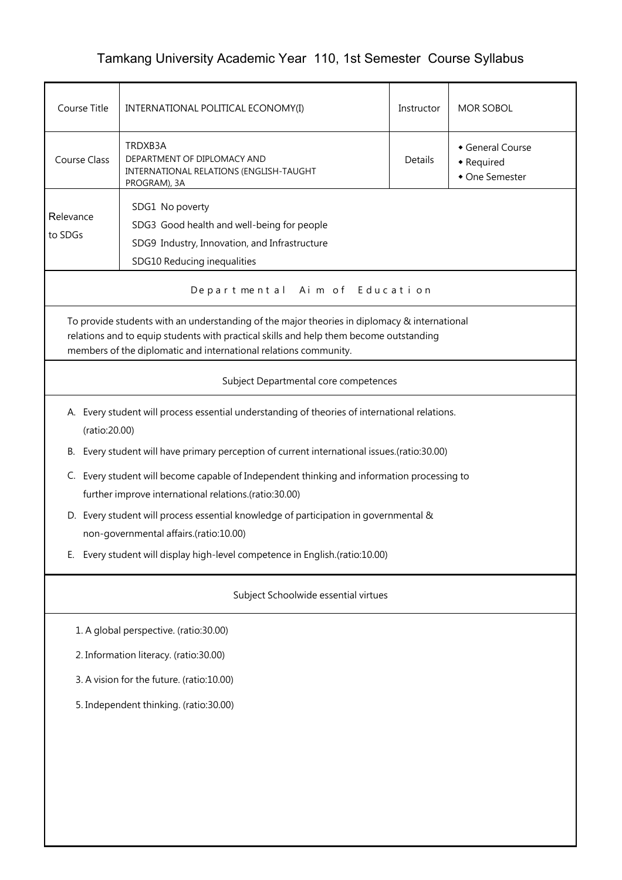# Tamkang University Academic Year 110, 1st Semester Course Syllabus

| Course Title | INTERNATIONAL POLITICAL ECONOMY(I) | Instructor | MOR SOBOL |
|---|---|---|---|
| Course Class | TRDXB3A<br>DEPARTMENT OF DIPLOMACY AND INTERNATIONAL RELATIONS (ENGLISH-TAUGHT PROGRAM), 3A | Details | ◆ General Course<br>◆ Required<br>◆ One Semester |
| Relevance to SDGs | SDG1 No poverty<br>SDG3 Good health and well-being for people<br>SDG9 Industry, Innovation, and Infrastructure<br>SDG10 Reducing inequalities | | |

## Departmental Aim of Education

To provide students with an understanding of the major theories in diplomacy & international relations and to equip students with practical skills and help them become outstanding members of the diplomatic and international relations community.

## Subject Departmental core competences

A. Every student will process essential understanding of theories of international relations. (ratio:20.00)

B. Every student will have primary perception of current international issues.(ratio:30.00)

C. Every student will become capable of Independent thinking and information processing to further improve international relations.(ratio:30.00)

D. Every student will process essential knowledge of participation in governmental & non-governmental affairs.(ratio:10.00)

E. Every student will display high-level competence in English.(ratio:10.00)

## Subject Schoolwide essential virtues

1. A global perspective. (ratio:30.00)
2. Information literacy. (ratio:30.00)
3. A vision for the future. (ratio:10.00)
5. Independent thinking. (ratio:30.00)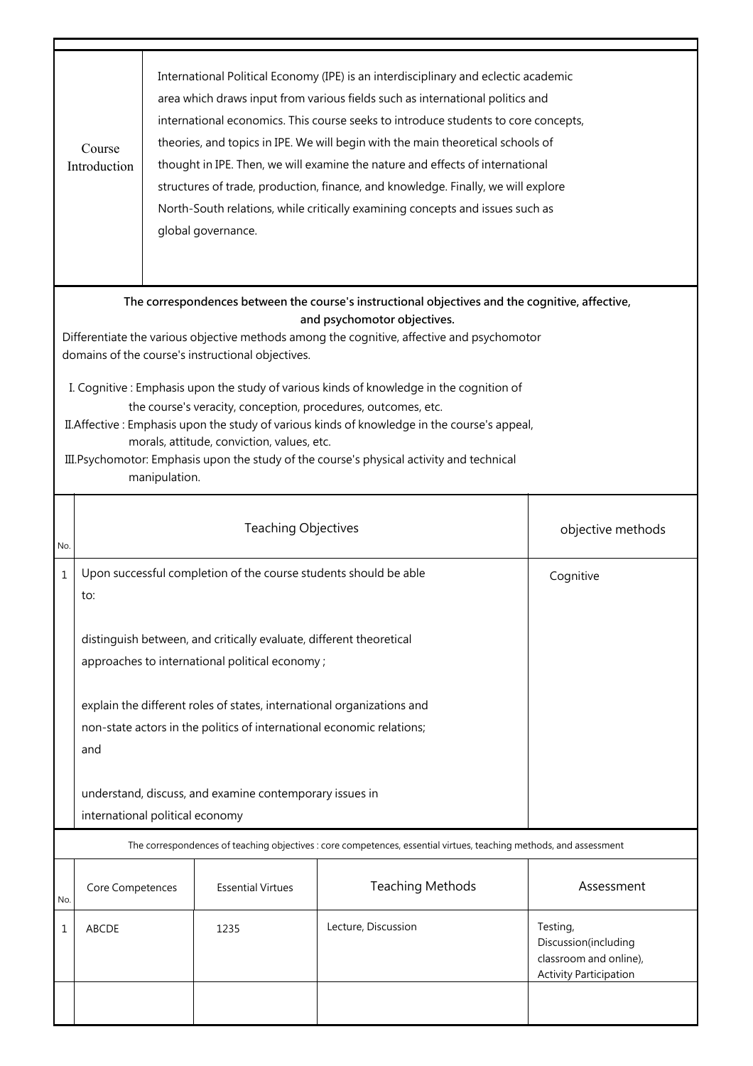| Course Introduction | International Political Economy (IPE) is an interdisciplinary and eclectic academic area which draws input from various fields such as international politics and international economics. This course seeks to introduce students to core concepts, theories, and topics in IPE. We will begin with the main theoretical schools of thought in IPE. Then, we will examine the nature and effects of international structures of trade, production, finance, and knowledge. Finally, we will explore North-South relations, while critically examining concepts and issues such as global governance. |
|---|---|

**The correspondences between the course's instructional objectives and the cognitive, affective, and psychomotor objectives.**

Differentiate the various objective methods among the cognitive, affective and psychomotor domains of the course's instructional objectives.

I. Cognitive : Emphasis upon the study of various kinds of knowledge in the cognition of the course's veracity, conception, procedures, outcomes, etc.

II.Affective : Emphasis upon the study of various kinds of knowledge in the course's appeal, morals, attitude, conviction, values, etc.

III.Psychomotor: Emphasis upon the study of the course's physical activity and technical manipulation.

| No. | Teaching Objectives | objective methods |
|---|---|---|
| 1 | Upon successful completion of the course students should be able to:<br><br>distinguish between, and critically evaluate, different theoretical approaches to international political economy ;<br><br>explain the different roles of states, international organizations and non-state actors in the politics of international economic relations; and<br><br>understand, discuss, and examine contemporary issues in international political economy | Cognitive |

The correspondences of teaching objectives : core competences, essential virtues, teaching methods, and assessment

| No. | Core Competences | Essential Virtues | Teaching Methods | Assessment |
|---|---|---|---|---|
| 1 | ABCDE | 1235 | Lecture, Discussion | Testing, Discussion(including classroom and online), Activity Participation |
| | | | | |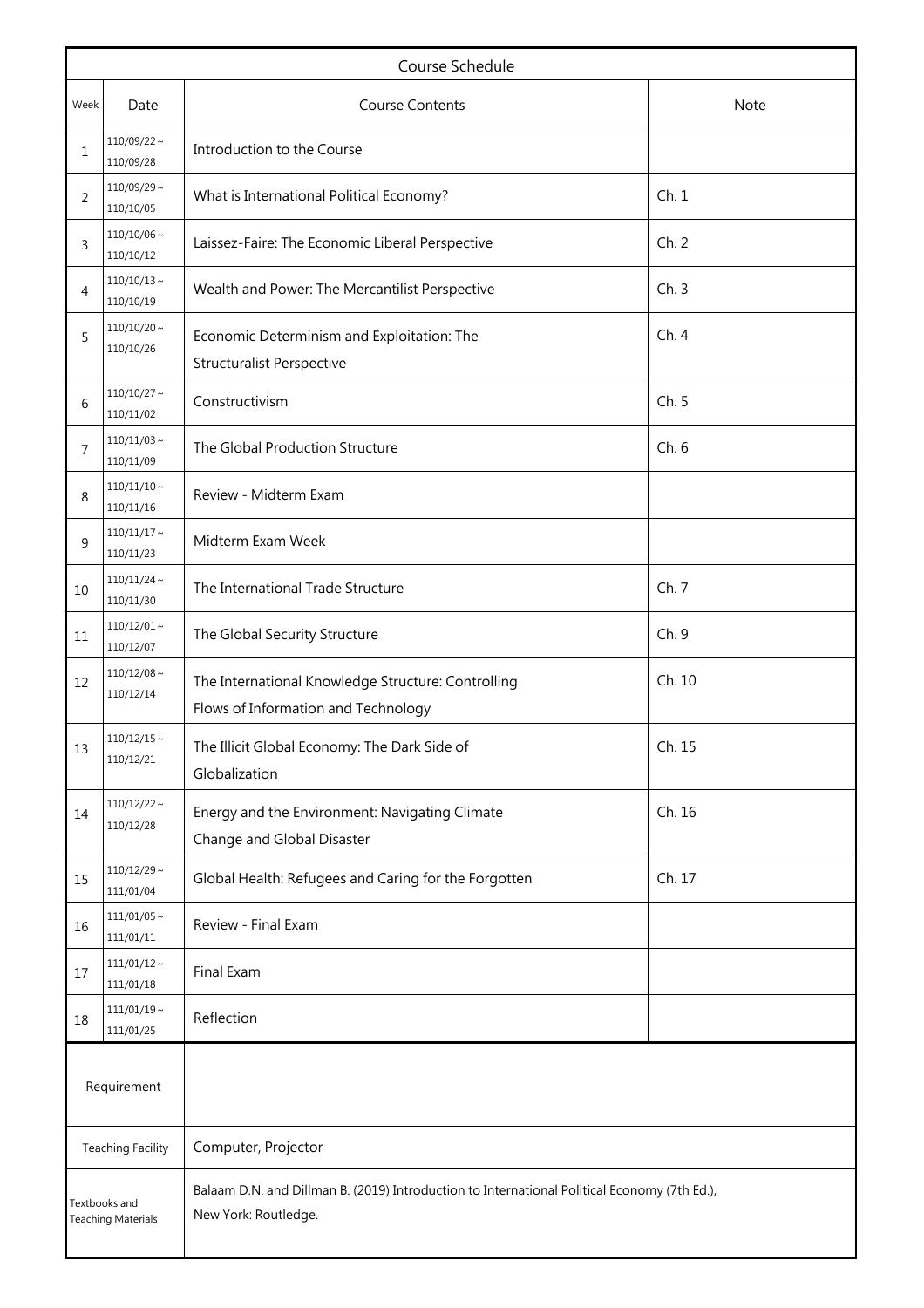| Course Schedule | | | |
|---|---|---|---|
| Week | Date | Course Contents | Note |
| 1 | 110/09/22～110/09/28 | Introduction to the Course | |
| 2 | 110/09/29～110/10/05 | What is International Political Economy? | Ch. 1 |
| 3 | 110/10/06～110/10/12 | Laissez-Faire: The Economic Liberal Perspective | Ch. 2 |
| 4 | 110/10/13～110/10/19 | Wealth and Power: The Mercantilist Perspective | Ch. 3 |
| 5 | 110/10/20～110/10/26 | Economic Determinism and Exploitation: The Structuralist Perspective | Ch. 4 |
| 6 | 110/10/27～110/11/02 | Constructivism | Ch. 5 |
| 7 | 110/11/03～110/11/09 | The Global Production Structure | Ch. 6 |
| 8 | 110/11/10～110/11/16 | Review - Midterm Exam | |
| 9 | 110/11/17～110/11/23 | Midterm Exam Week | |
| 10 | 110/11/24～110/11/30 | The International Trade Structure | Ch. 7 |
| 11 | 110/12/01～110/12/07 | The Global Security Structure | Ch. 9 |
| 12 | 110/12/08～110/12/14 | The International Knowledge Structure: Controlling Flows of Information and Technology | Ch. 10 |
| 13 | 110/12/15～110/12/21 | The Illicit Global Economy: The Dark Side of Globalization | Ch. 15 |
| 14 | 110/12/22～110/12/28 | Energy and the Environment: Navigating Climate Change and Global Disaster | Ch. 16 |
| 15 | 110/12/29～111/01/04 | Global Health: Refugees and Caring for the Forgotten | Ch. 17 |
| 16 | 111/01/05～111/01/11 | Review - Final Exam | |
| 17 | 111/01/12～111/01/18 | Final Exam | |
| 18 | 111/01/19～111/01/25 | Reflection | |

| | |
|---|---|
| Requirement | |
| Teaching Facility | Computer, Projector |
| Textbooks and Teaching Materials | Balaam D.N. and Dillman B. (2019) Introduction to International Political Economy (7th Ed.), New York: Routledge. |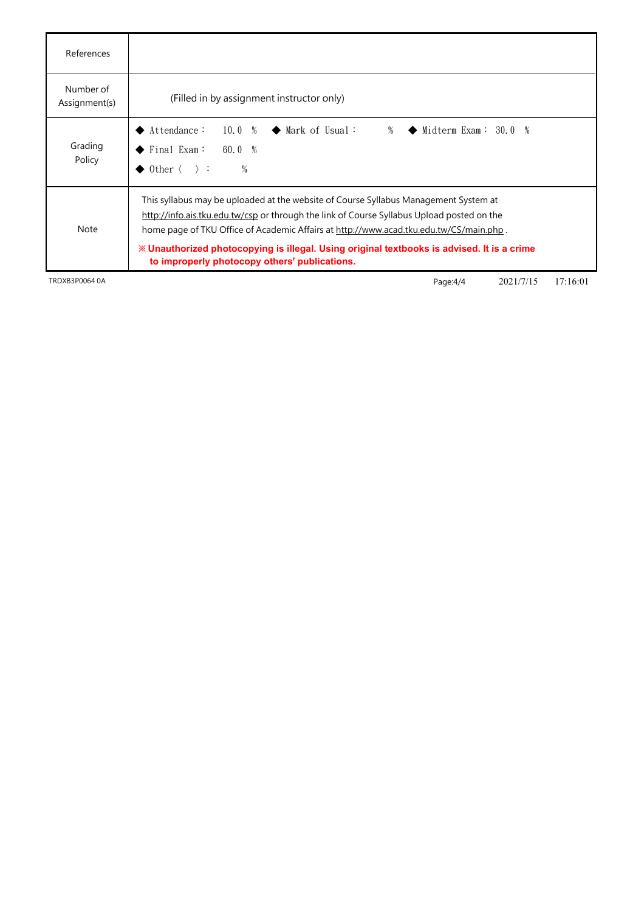| | |
|---|---|
| References | |
| Number of Assignment(s) | (Filled in by assignment instructor only) |
| Grading Policy | ◆ Attendance： 10.0 % ◆ Mark of Usual： % ◆ Midterm Exam： 30.0 %<br>◆ Final Exam： 60.0 %<br>◆ Other〈 〉： % |
| Note | This syllabus may be uploaded at the website of Course Syllabus Management System at http://info.ais.tku.edu.tw/csp or through the link of Course Syllabus Upload posted on the home page of TKU Office of Academic Affairs at http://www.acad.tku.edu.tw/CS/main.php .<br>**※ Unauthorized photocopying is illegal. Using original textbooks is advised. It is a crime to improperly photocopy others' publications.** |

TRDXB3P0064 0A 2021/7/15 17:16:01